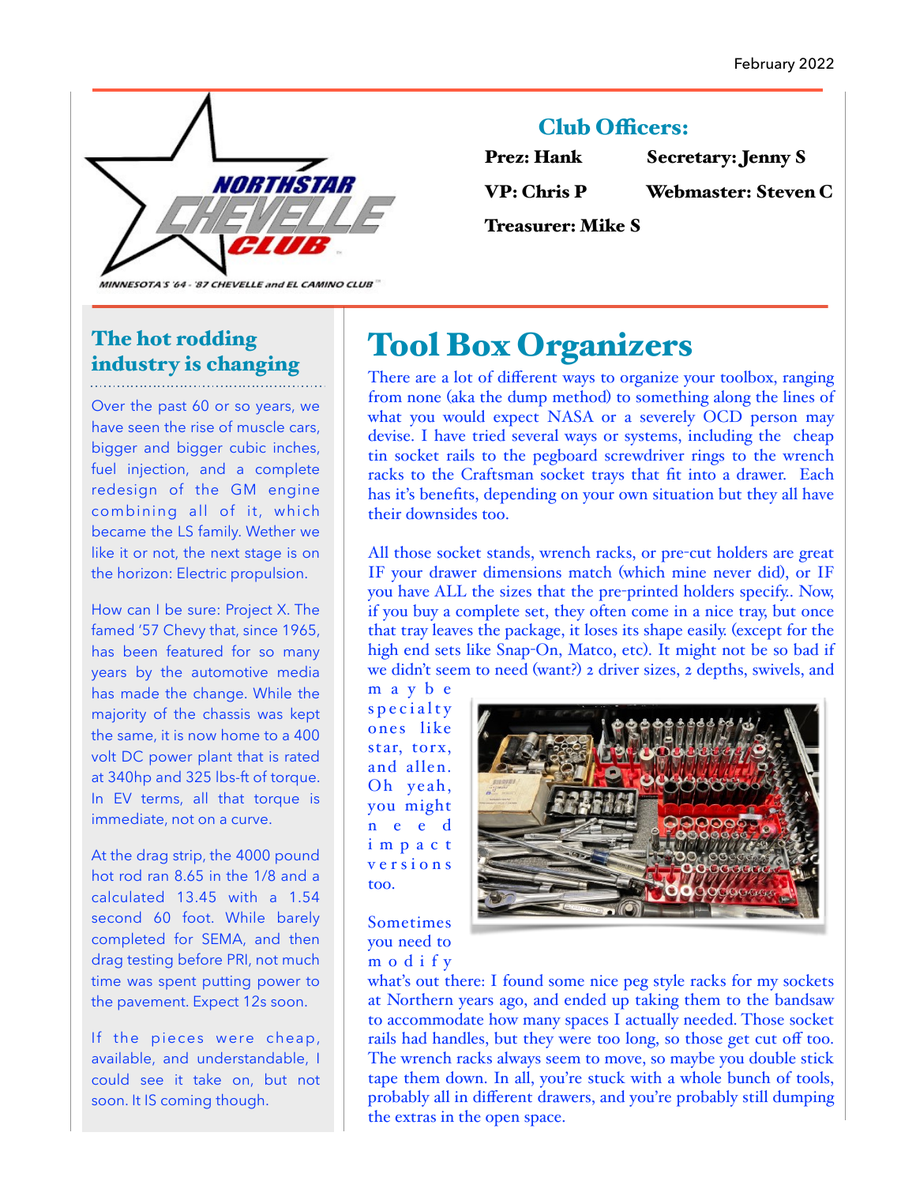February 2022

NORTHSTAR CHEVELLE CLUB

MINNESOTA'S '64 - '87 CHEVELLE and EL CAMINO CLUB

## Club Officers:

**Prez: Hank** **Secretary: Jenny S**

**VP: Chris P** **Webmaster: Steven C**

**Treasurer: Mike S**

## The hot rodding industry is changing

Over the past 60 or so years, we have seen the rise of muscle cars, bigger and bigger cubic inches, fuel injection, and a complete redesign of the GM engine combining all of it, which became the LS family. Wether we like it or not, the next stage is on the horizon: Electric propulsion.

How can I be sure: Project X. The famed '57 Chevy that, since 1965, has been featured for so many years by the automotive media has made the change. While the majority of the chassis was kept the same, it is now home to a 400 volt DC power plant that is rated at 340hp and 325 lbs-ft of torque. In EV terms, all that torque is immediate, not on a curve.

At the drag strip, the 4000 pound hot rod ran 8.65 in the 1/8 and a calculated 13.45 with a 1.54 second 60 foot. While barely completed for SEMA, and then drag testing before PRI, not much time was spent putting power to the pavement. Expect 12s soon.

If the pieces were cheap, available, and understandable, I could see it take on, but not soon. It IS coming though.

# Tool Box Organizers

There are a lot of different ways to organize your toolbox, ranging from none (aka the dump method) to something along the lines of what you would expect NASA or a severely OCD person may devise. I have tried several ways or systems, including the cheap tin socket rails to the pegboard screwdriver rings to the wrench racks to the Craftsman socket trays that fit into a drawer. Each has it's benefits, depending on your own situation but they all have their downsides too.

All those socket stands, wrench racks, or pre-cut holders are great IF your drawer dimensions match (which mine never did), or IF you have ALL the sizes that the pre-printed holders specify.. Now, if you buy a complete set, they often come in a nice tray, but once that tray leaves the package, it loses its shape easily. (except for the high end sets like Snap-On, Matco, etc). It might not be so bad if we didn't seem to need (want?) 2 driver sizes, 2 depths, swivels, and maybe specialty ones like star, torx, and allen. Oh yeah, you might need impact versions too.

Sometimes you need to modify what's out there: I found some nice peg style racks for my sockets at Northern years ago, and ended up taking them to the bandsaw to accommodate how many spaces I actually needed. Those socket rails had handles, but they were too long, so those get cut off too. The wrench racks always seem to move, so maybe you double stick tape them down. In all, you're stuck with a whole bunch of tools, probably all in different drawers, and you're probably still dumping the extras in the open space.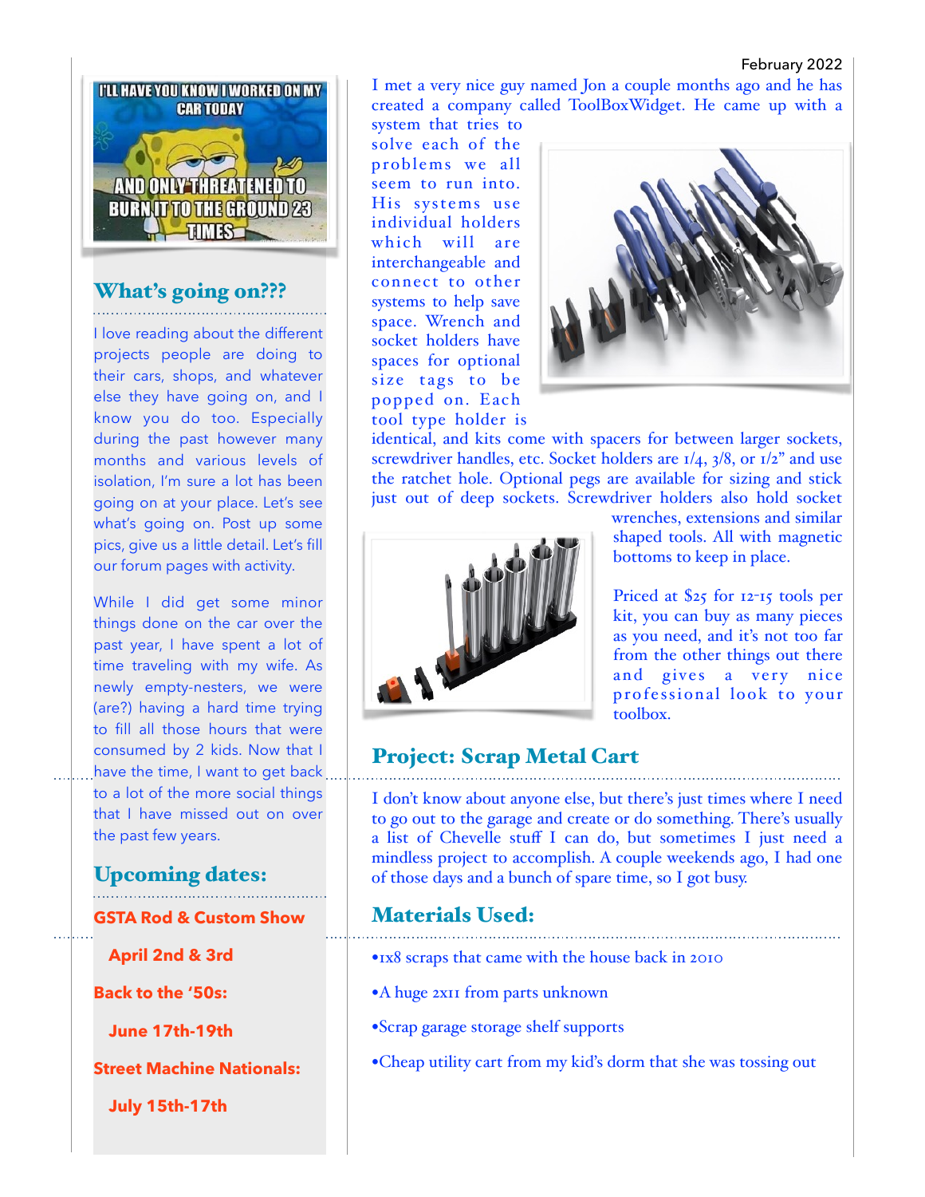## What's going on???

I love reading about the different projects people are doing to their cars, shops, and whatever else they have going on, and I know you do too. Especially during the past however many months and various levels of isolation, I'm sure a lot has been going on at your place. Let's see what's going on. Post up some pics, give us a little detail. Let's fill our forum pages with activity.

While I did get some minor things done on the car over the past year, I have spent a lot of time traveling with my wife. As newly empty-nesters, we were (are?) having a hard time trying to fill all those hours that were consumed by 2 kids. Now that I have the time, I want to get back to a lot of the more social things that I have missed out on over the past few years.

## Upcoming dates:

**GSTA Rod & Custom Show**

**April 2nd & 3rd**

**Back to the '50s:**

**June 17th-19th**

**Street Machine Nationals:**

**July 15th-17th**

I met a very nice guy named Jon a couple months ago and he has created a company called ToolBoxWidget. He came up with a system that tries to solve each of the problems we all seem to run into. His systems use individual holders which will are interchangeable and connect to other systems to help save space. Wrench and socket holders have spaces for optional size tags to be popped on. Each tool type holder is identical, and kits come with spacers for between larger sockets, screwdriver handles, etc. Socket holders are 1/4, 3/8, or 1/2" and use the ratchet hole. Optional pegs are available for sizing and stick just out of deep sockets. Screwdriver holders also hold socket wrenches, extensions and similar shaped tools. All with magnetic bottoms to keep in place.

Priced at $25 for 12-15 tools per kit, you can buy as many pieces as you need, and it's not too far from the other things out there and gives a very nice professional look to your toolbox.

## Project: Scrap Metal Cart

I don't know about anyone else, but there's just times where I need to go out to the garage and create or do something. There's usually a list of Chevelle stuff I can do, but sometimes I just need a mindless project to accomplish. A couple weekends ago, I had one of those days and a bunch of spare time, so I got busy.

## Materials Used:

- 1x8 scraps that came with the house back in 2010
- A huge 2x11 from parts unknown
- Scrap garage storage shelf supports
- Cheap utility cart from my kid's dorm that she was tossing out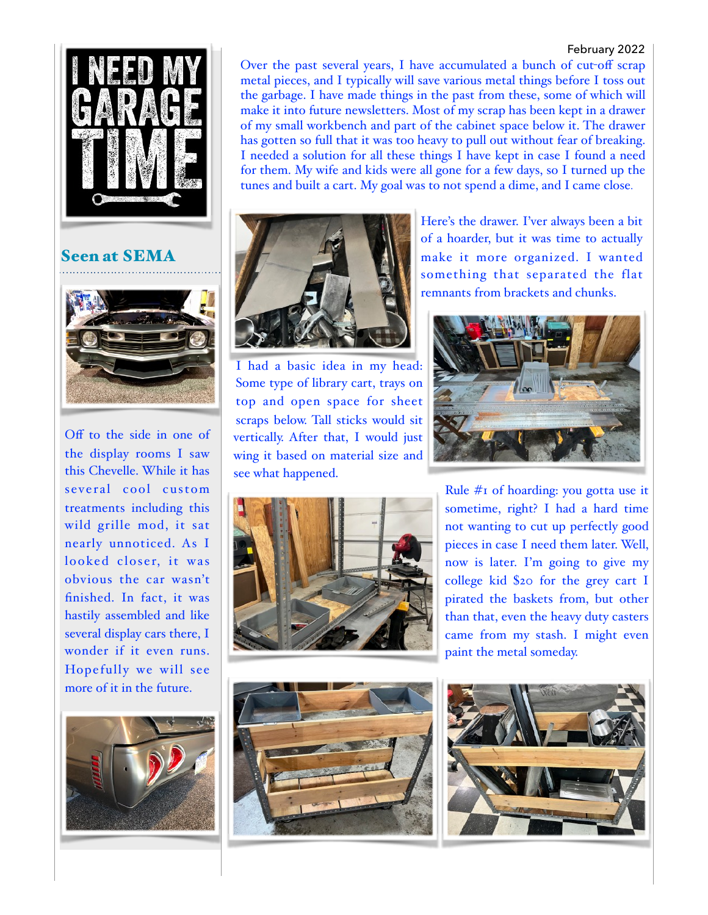February 2022

Over the past several years, I have accumulated a bunch of cut-off scrap metal pieces, and I typically will save various metal things before I toss out the garbage. I have made things in the past from these, some of which will make it into future newsletters. Most of my scrap has been kept in a drawer of my small workbench and part of the cabinet space below it. The drawer has gotten so full that it was too heavy to pull out without fear of breaking. I needed a solution for all these things I have kept in case I found a need for them. My wife and kids were all gone for a few days, so I turned up the tunes and built a cart. My goal was to not spend a dime, and I came close.

Here's the drawer. I'ver always been a bit of a hoarder, but it was time to actually make it more organized. I wanted something that separated the flat remnants from brackets and chunks.

I had a basic idea in my head: Some type of library cart, trays on top and open space for sheet scraps below. Tall sticks would sit vertically. After that, I would just wing it based on material size and see what happened.

Rule #1 of hoarding: you gotta use it sometime, right? I had a hard time not wanting to cut up perfectly good pieces in case I need them later. Well, now is later. I'm going to give my college kid $20 for the grey cart I pirated the baskets from, but other than that, even the heavy duty casters came from my stash. I might even paint the metal someday.

## Seen at SEMA

Off to the side in one of the display rooms I saw this Chevelle. While it has several cool custom treatments including this wild grille mod, it sat nearly unnoticed. As I looked closer, it was obvious the car wasn't finished. In fact, it was hastily assembled and like several display cars there, I wonder if it even runs. Hopefully we will see more of it in the future.